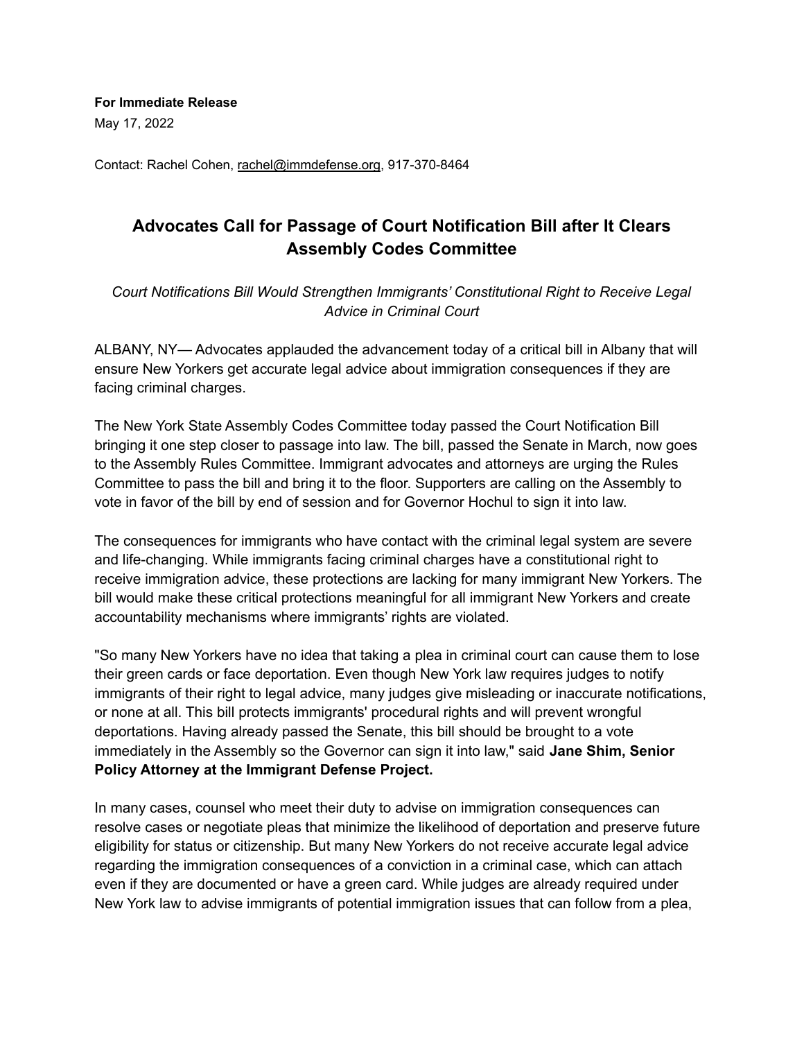**For Immediate Release**
May 17, 2022

Contact: Rachel Cohen, rachel@immdefense.org, 917-370-8464

# Advocates Call for Passage of Court Notification Bill after It Clears Assembly Codes Committee

*Court Notifications Bill Would Strengthen Immigrants' Constitutional Right to Receive Legal Advice in Criminal Court*

ALBANY, NY— Advocates applauded the advancement today of a critical bill in Albany that will ensure New Yorkers get accurate legal advice about immigration consequences if they are facing criminal charges.

The New York State Assembly Codes Committee today passed the Court Notification Bill bringing it one step closer to passage into law. The bill, passed the Senate in March, now goes to the Assembly Rules Committee. Immigrant advocates and attorneys are urging the Rules Committee to pass the bill and bring it to the floor. Supporters are calling on the Assembly to vote in favor of the bill by end of session and for Governor Hochul to sign it into law.

The consequences for immigrants who have contact with the criminal legal system are severe and life-changing. While immigrants facing criminal charges have a constitutional right to receive immigration advice, these protections are lacking for many immigrant New Yorkers. The bill would make these critical protections meaningful for all immigrant New Yorkers and create accountability mechanisms where immigrants' rights are violated.

"So many New Yorkers have no idea that taking a plea in criminal court can cause them to lose their green cards or face deportation. Even though New York law requires judges to notify immigrants of their right to legal advice, many judges give misleading or inaccurate notifications, or none at all. This bill protects immigrants' procedural rights and will prevent wrongful deportations. Having already passed the Senate, this bill should be brought to a vote immediately in the Assembly so the Governor can sign it into law," said **Jane Shim, Senior Policy Attorney at the Immigrant Defense Project.**

In many cases, counsel who meet their duty to advise on immigration consequences can resolve cases or negotiate pleas that minimize the likelihood of deportation and preserve future eligibility for status or citizenship. But many New Yorkers do not receive accurate legal advice regarding the immigration consequences of a conviction in a criminal case, which can attach even if they are documented or have a green card. While judges are already required under New York law to advise immigrants of potential immigration issues that can follow from a plea,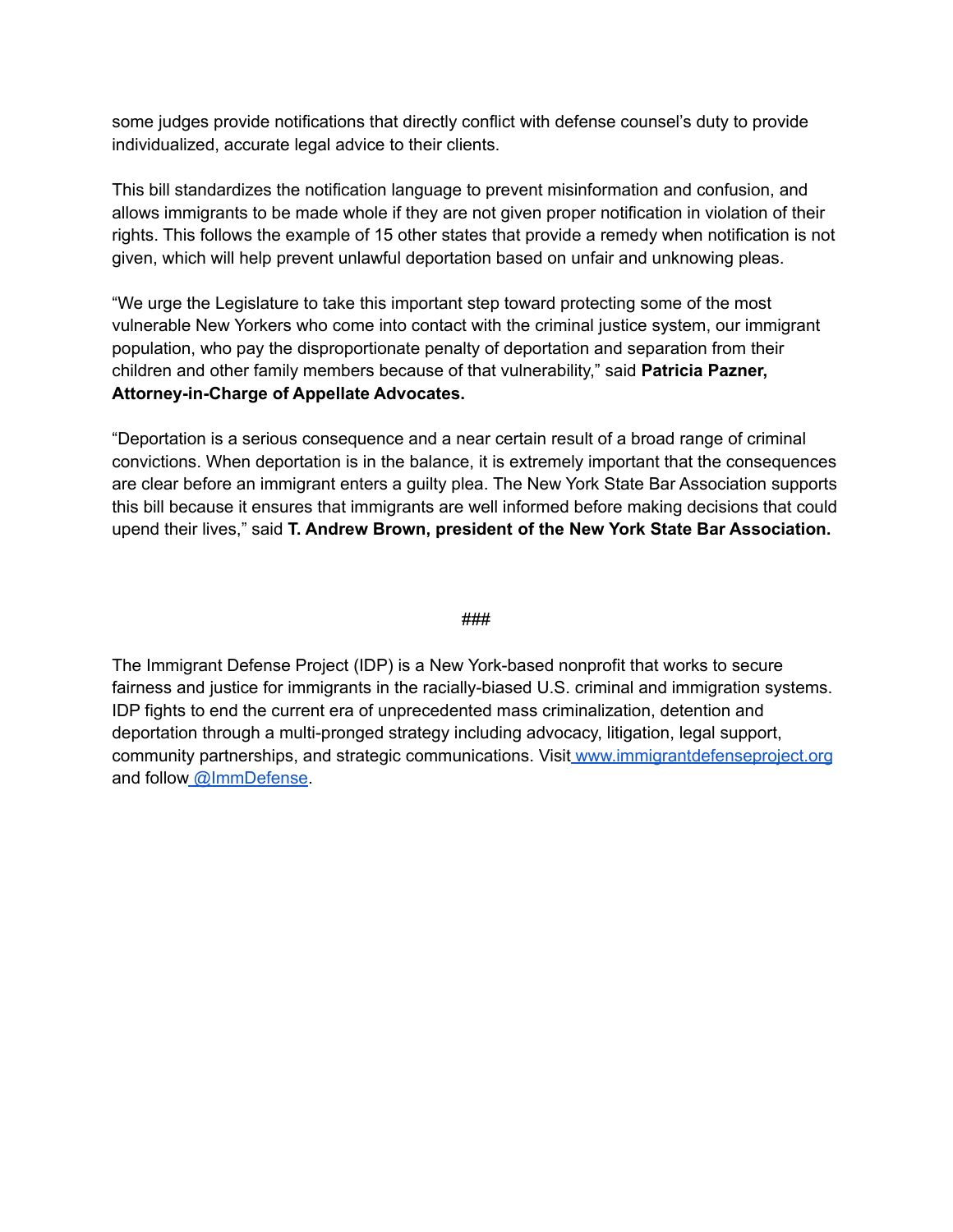some judges provide notifications that directly conflict with defense counsel's duty to provide individualized, accurate legal advice to their clients.

This bill standardizes the notification language to prevent misinformation and confusion, and allows immigrants to be made whole if they are not given proper notification in violation of their rights. This follows the example of 15 other states that provide a remedy when notification is not given, which will help prevent unlawful deportation based on unfair and unknowing pleas.

"We urge the Legislature to take this important step toward protecting some of the most vulnerable New Yorkers who come into contact with the criminal justice system, our immigrant population, who pay the disproportionate penalty of deportation and separation from their children and other family members because of that vulnerability," said **Patricia Pazner, Attorney-in-Charge of Appellate Advocates.**

"Deportation is a serious consequence and a near certain result of a broad range of criminal convictions. When deportation is in the balance, it is extremely important that the consequences are clear before an immigrant enters a guilty plea. The New York State Bar Association supports this bill because it ensures that immigrants are well informed before making decisions that could upend their lives," said **T. Andrew Brown, president of the New York State Bar Association.**

###

The Immigrant Defense Project (IDP) is a New York-based nonprofit that works to secure fairness and justice for immigrants in the racially-biased U.S. criminal and immigration systems. IDP fights to end the current era of unprecedented mass criminalization, detention and deportation through a multi-pronged strategy including advocacy, litigation, legal support, community partnerships, and strategic communications. Visit [www.immigrantdefenseproject.org](http://www.immigrantdefenseproject.org) and follow [@ImmDefense](https://twitter.com/ImmDefense).